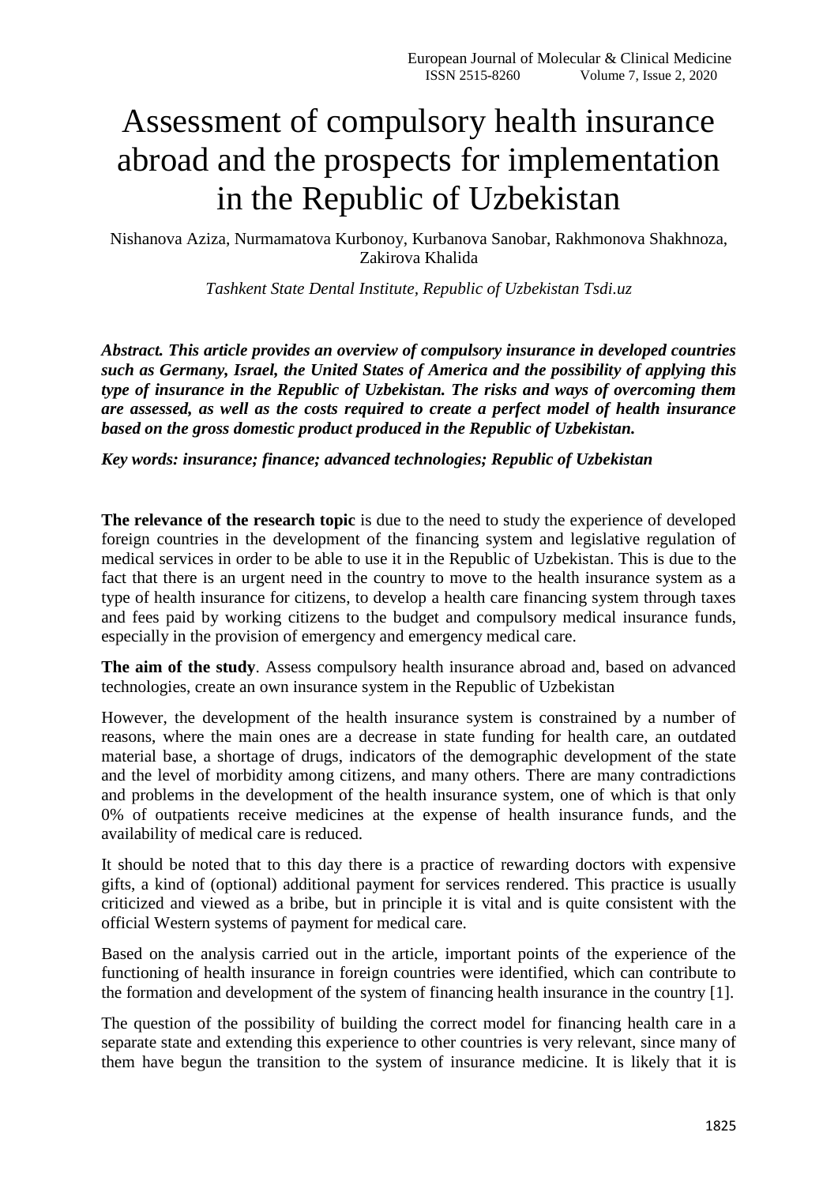# Assessment of compulsory health insurance abroad and the prospects for implementation in the Republic of Uzbekistan

Nishanova Aziza, Nurmamatova Kurbonoy, Kurbanova Sanobar, Rakhmonova Shakhnoza, Zakirova Khalida

*Tashkent State Dental Institute, Republic of Uzbekistan Tsdi.uz*

***Abstract. This article provides an overview of compulsory insurance in developed countries such as Germany, Israel, the United States of America and the possibility of applying this type of insurance in the Republic of Uzbekistan. The risks and ways of overcoming them are assessed, as well as the costs required to create a perfect model of health insurance based on the gross domestic product produced in the Republic of Uzbekistan.***

***Key words: insurance; finance; advanced technologies; Republic of Uzbekistan***

**The relevance of the research topic** is due to the need to study the experience of developed foreign countries in the development of the financing system and legislative regulation of medical services in order to be able to use it in the Republic of Uzbekistan. This is due to the fact that there is an urgent need in the country to move to the health insurance system as a type of health insurance for citizens, to develop a health care financing system through taxes and fees paid by working citizens to the budget and compulsory medical insurance funds, especially in the provision of emergency and emergency medical care.

**The aim of the study**. Assess compulsory health insurance abroad and, based on advanced technologies, create an own insurance system in the Republic of Uzbekistan

However, the development of the health insurance system is constrained by a number of reasons, where the main ones are a decrease in state funding for health care, an outdated material base, a shortage of drugs, indicators of the demographic development of the state and the level of morbidity among citizens, and many others. There are many contradictions and problems in the development of the health insurance system, one of which is that only 0% of outpatients receive medicines at the expense of health insurance funds, and the availability of medical care is reduced.

It should be noted that to this day there is a practice of rewarding doctors with expensive gifts, a kind of (optional) additional payment for services rendered. This practice is usually criticized and viewed as a bribe, but in principle it is vital and is quite consistent with the official Western systems of payment for medical care.

Based on the analysis carried out in the article, important points of the experience of the functioning of health insurance in foreign countries were identified, which can contribute to the formation and development of the system of financing health insurance in the country [1].

The question of the possibility of building the correct model for financing health care in a separate state and extending this experience to other countries is very relevant, since many of them have begun the transition to the system of insurance medicine. It is likely that it is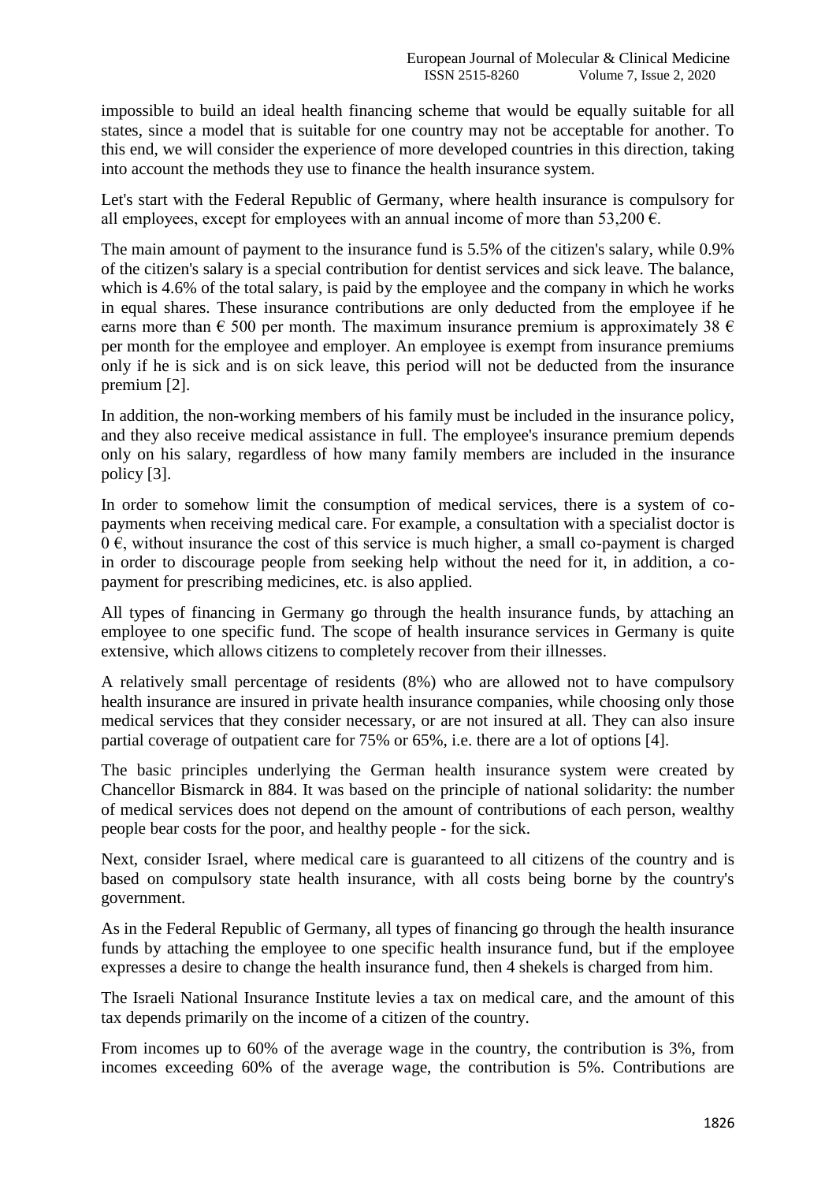impossible to build an ideal health financing scheme that would be equally suitable for all states, since a model that is suitable for one country may not be acceptable for another. To this end, we will consider the experience of more developed countries in this direction, taking into account the methods they use to finance the health insurance system.

Let's start with the Federal Republic of Germany, where health insurance is compulsory for all employees, except for employees with an annual income of more than 53,200 €.

The main amount of payment to the insurance fund is 5.5% of the citizen's salary, while 0.9% of the citizen's salary is a special contribution for dentist services and sick leave. The balance, which is 4.6% of the total salary, is paid by the employee and the company in which he works in equal shares. These insurance contributions are only deducted from the employee if he earns more than € 500 per month. The maximum insurance premium is approximately 38 € per month for the employee and employer. An employee is exempt from insurance premiums only if he is sick and is on sick leave, this period will not be deducted from the insurance premium [2].

In addition, the non-working members of his family must be included in the insurance policy, and they also receive medical assistance in full. The employee's insurance premium depends only on his salary, regardless of how many family members are included in the insurance policy [3].

In order to somehow limit the consumption of medical services, there is a system of co-payments when receiving medical care. For example, a consultation with a specialist doctor is 0 €, without insurance the cost of this service is much higher, a small co-payment is charged in order to discourage people from seeking help without the need for it, in addition, a co-payment for prescribing medicines, etc. is also applied.

All types of financing in Germany go through the health insurance funds, by attaching an employee to one specific fund. The scope of health insurance services in Germany is quite extensive, which allows citizens to completely recover from their illnesses.

A relatively small percentage of residents (8%) who are allowed not to have compulsory health insurance are insured in private health insurance companies, while choosing only those medical services that they consider necessary, or are not insured at all. They can also insure partial coverage of outpatient care for 75% or 65%, i.e. there are a lot of options [4].

The basic principles underlying the German health insurance system were created by Chancellor Bismarck in 884. It was based on the principle of national solidarity: the number of medical services does not depend on the amount of contributions of each person, wealthy people bear costs for the poor, and healthy people - for the sick.

Next, consider Israel, where medical care is guaranteed to all citizens of the country and is based on compulsory state health insurance, with all costs being borne by the country's government.

As in the Federal Republic of Germany, all types of financing go through the health insurance funds by attaching the employee to one specific health insurance fund, but if the employee expresses a desire to change the health insurance fund, then 4 shekels is charged from him.

The Israeli National Insurance Institute levies a tax on medical care, and the amount of this tax depends primarily on the income of a citizen of the country.

From incomes up to 60% of the average wage in the country, the contribution is 3%, from incomes exceeding 60% of the average wage, the contribution is 5%. Contributions are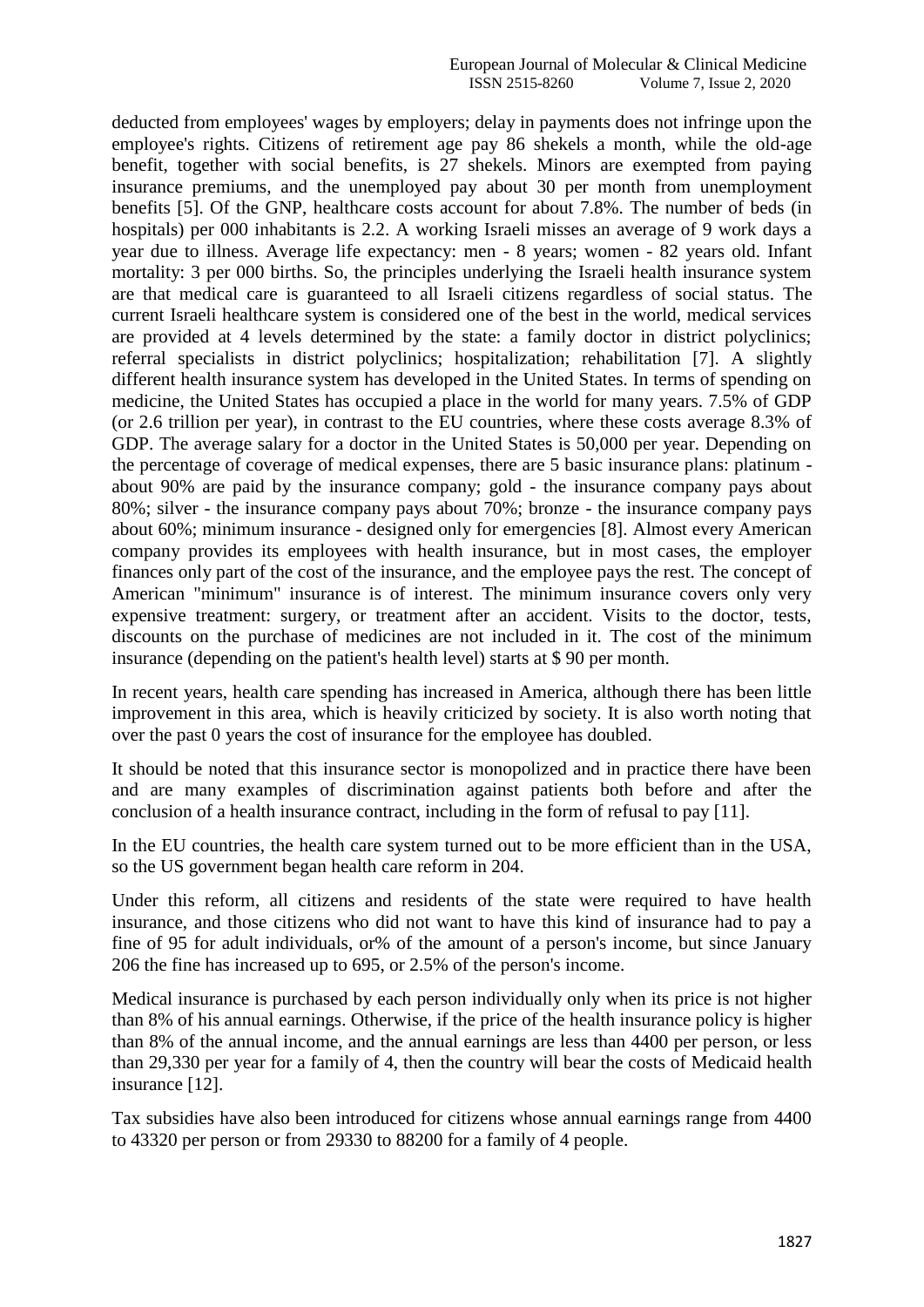deducted from employees' wages by employers; delay in payments does not infringe upon the employee's rights. Citizens of retirement age pay 86 shekels a month, while the old-age benefit, together with social benefits, is 27 shekels. Minors are exempted from paying insurance premiums, and the unemployed pay about 30 per month from unemployment benefits [5]. Of the GNP, healthcare costs account for about 7.8%. The number of beds (in hospitals) per 000 inhabitants is 2.2. A working Israeli misses an average of 9 work days a year due to illness. Average life expectancy: men - 8 years; women - 82 years old. Infant mortality: 3 per 000 births. So, the principles underlying the Israeli health insurance system are that medical care is guaranteed to all Israeli citizens regardless of social status. The current Israeli healthcare system is considered one of the best in the world, medical services are provided at 4 levels determined by the state: a family doctor in district polyclinics; referral specialists in district polyclinics; hospitalization; rehabilitation [7]. A slightly different health insurance system has developed in the United States. In terms of spending on medicine, the United States has occupied a place in the world for many years. 7.5% of GDP (or 2.6 trillion per year), in contrast to the EU countries, where these costs average 8.3% of GDP. The average salary for a doctor in the United States is 50,000 per year. Depending on the percentage of coverage of medical expenses, there are 5 basic insurance plans: platinum - about 90% are paid by the insurance company; gold - the insurance company pays about 80%; silver - the insurance company pays about 70%; bronze - the insurance company pays about 60%; minimum insurance - designed only for emergencies [8]. Almost every American company provides its employees with health insurance, but in most cases, the employer finances only part of the cost of the insurance, and the employee pays the rest. The concept of American "minimum" insurance is of interest. The minimum insurance covers only very expensive treatment: surgery, or treatment after an accident. Visits to the doctor, tests, discounts on the purchase of medicines are not included in it. The cost of the minimum insurance (depending on the patient's health level) starts at $ 90 per month.

In recent years, health care spending has increased in America, although there has been little improvement in this area, which is heavily criticized by society. It is also worth noting that over the past 0 years the cost of insurance for the employee has doubled.

It should be noted that this insurance sector is monopolized and in practice there have been and are many examples of discrimination against patients both before and after the conclusion of a health insurance contract, including in the form of refusal to pay [11].

In the EU countries, the health care system turned out to be more efficient than in the USA, so the US government began health care reform in 204.

Under this reform, all citizens and residents of the state were required to have health insurance, and those citizens who did not want to have this kind of insurance had to pay a fine of 95 for adult individuals, or% of the amount of a person's income, but since January 206 the fine has increased up to 695, or 2.5% of the person's income.

Medical insurance is purchased by each person individually only when its price is not higher than 8% of his annual earnings. Otherwise, if the price of the health insurance policy is higher than 8% of the annual income, and the annual earnings are less than 4400 per person, or less than 29,330 per year for a family of 4, then the country will bear the costs of Medicaid health insurance [12].

Tax subsidies have also been introduced for citizens whose annual earnings range from 4400 to 43320 per person or from 29330 to 88200 for a family of 4 people.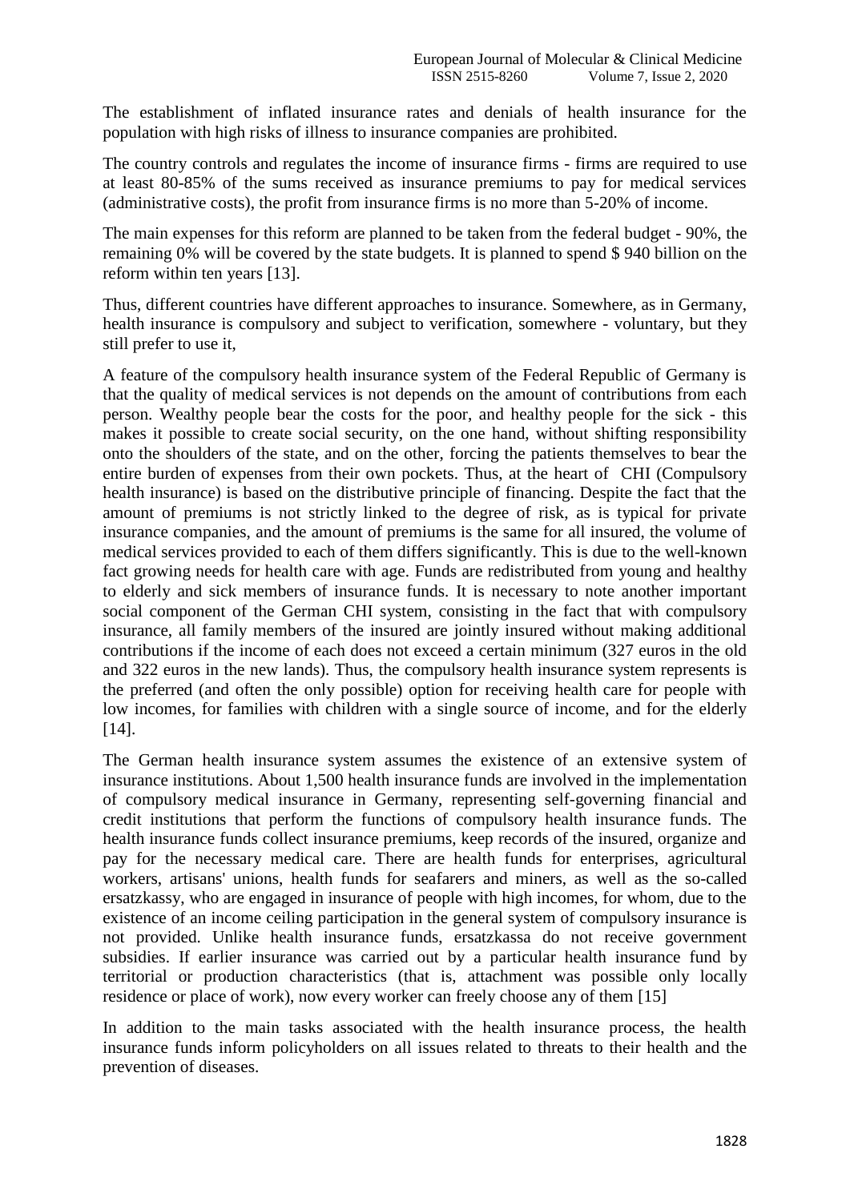The establishment of inflated insurance rates and denials of health insurance for the population with high risks of illness to insurance companies are prohibited.

The country controls and regulates the income of insurance firms - firms are required to use at least 80-85% of the sums received as insurance premiums to pay for medical services (administrative costs), the profit from insurance firms is no more than 5-20% of income.

The main expenses for this reform are planned to be taken from the federal budget - 90%, the remaining 0% will be covered by the state budgets. It is planned to spend $ 940 billion on the reform within ten years [13].

Thus, different countries have different approaches to insurance. Somewhere, as in Germany, health insurance is compulsory and subject to verification, somewhere - voluntary, but they still prefer to use it,

A feature of the compulsory health insurance system of the Federal Republic of Germany is that the quality of medical services is not depends on the amount of contributions from each person. Wealthy people bear the costs for the poor, and healthy people for the sick - this makes it possible to create social security, on the one hand, without shifting responsibility onto the shoulders of the state, and on the other, forcing the patients themselves to bear the entire burden of expenses from their own pockets. Thus, at the heart of CHI (Compulsory health insurance) is based on the distributive principle of financing. Despite the fact that the amount of premiums is not strictly linked to the degree of risk, as is typical for private insurance companies, and the amount of premiums is the same for all insured, the volume of medical services provided to each of them differs significantly. This is due to the well-known fact growing needs for health care with age. Funds are redistributed from young and healthy to elderly and sick members of insurance funds. It is necessary to note another important social component of the German CHI system, consisting in the fact that with compulsory insurance, all family members of the insured are jointly insured without making additional contributions if the income of each does not exceed a certain minimum (327 euros in the old and 322 euros in the new lands). Thus, the compulsory health insurance system represents is the preferred (and often the only possible) option for receiving health care for people with low incomes, for families with children with a single source of income, and for the elderly [14].

The German health insurance system assumes the existence of an extensive system of insurance institutions. About 1,500 health insurance funds are involved in the implementation of compulsory medical insurance in Germany, representing self-governing financial and credit institutions that perform the functions of compulsory health insurance funds. The health insurance funds collect insurance premiums, keep records of the insured, organize and pay for the necessary medical care. There are health funds for enterprises, agricultural workers, artisans' unions, health funds for seafarers and miners, as well as the so-called ersatzkassy, who are engaged in insurance of people with high incomes, for whom, due to the existence of an income ceiling participation in the general system of compulsory insurance is not provided. Unlike health insurance funds, ersatzkassa do not receive government subsidies. If earlier insurance was carried out by a particular health insurance fund by territorial or production characteristics (that is, attachment was possible only locally residence or place of work), now every worker can freely choose any of them [15]

In addition to the main tasks associated with the health insurance process, the health insurance funds inform policyholders on all issues related to threats to their health and the prevention of diseases.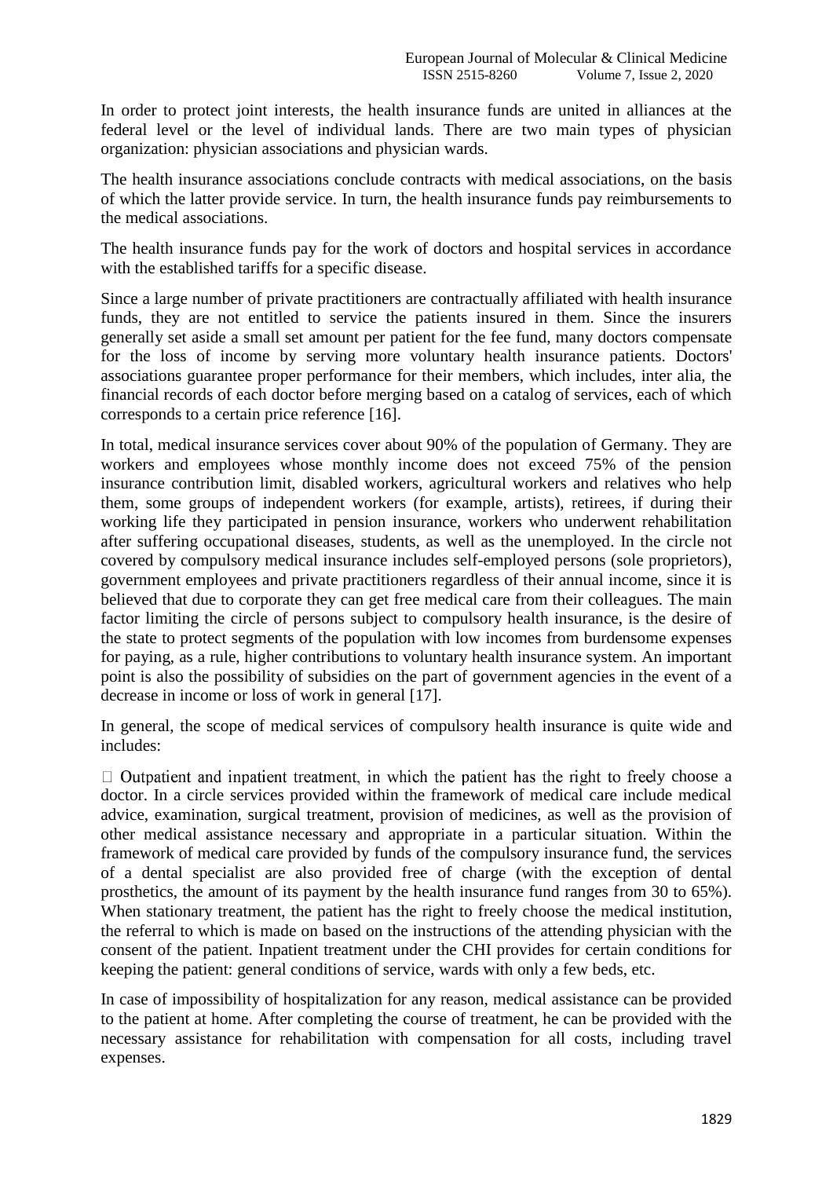In order to protect joint interests, the health insurance funds are united in alliances at the federal level or the level of individual lands. There are two main types of physician organization: physician associations and physician wards.

The health insurance associations conclude contracts with medical associations, on the basis of which the latter provide service. In turn, the health insurance funds pay reimbursements to the medical associations.

The health insurance funds pay for the work of doctors and hospital services in accordance with the established tariffs for a specific disease.

Since a large number of private practitioners are contractually affiliated with health insurance funds, they are not entitled to service the patients insured in them. Since the insurers generally set aside a small set amount per patient for the fee fund, many doctors compensate for the loss of income by serving more voluntary health insurance patients. Doctors' associations guarantee proper performance for their members, which includes, inter alia, the financial records of each doctor before merging based on a catalog of services, each of which corresponds to a certain price reference [16].

In total, medical insurance services cover about 90% of the population of Germany. They are workers and employees whose monthly income does not exceed 75% of the pension insurance contribution limit, disabled workers, agricultural workers and relatives who help them, some groups of independent workers (for example, artists), retirees, if during their working life they participated in pension insurance, workers who underwent rehabilitation after suffering occupational diseases, students, as well as the unemployed. In the circle not covered by compulsory medical insurance includes self-employed persons (sole proprietors), government employees and private practitioners regardless of their annual income, since it is believed that due to corporate they can get free medical care from their colleagues. The main factor limiting the circle of persons subject to compulsory health insurance, is the desire of the state to protect segments of the population with low incomes from burdensome expenses for paying, as a rule, higher contributions to voluntary health insurance system. An important point is also the possibility of subsidies on the part of government agencies in the event of a decrease in income or loss of work in general [17].

In general, the scope of medical services of compulsory health insurance is quite wide and includes:

- Outpatient and inpatient treatment, in which the patient has the right to freely choose a doctor. In a circle services provided within the framework of medical care include medical advice, examination, surgical treatment, provision of medicines, as well as the provision of other medical assistance necessary and appropriate in a particular situation. Within the framework of medical care provided by funds of the compulsory insurance fund, the services of a dental specialist are also provided free of charge (with the exception of dental prosthetics, the amount of its payment by the health insurance fund ranges from 30 to 65%). When stationary treatment, the patient has the right to freely choose the medical institution, the referral to which is made on based on the instructions of the attending physician with the consent of the patient. Inpatient treatment under the CHI provides for certain conditions for keeping the patient: general conditions of service, wards with only a few beds, etc.

In case of impossibility of hospitalization for any reason, medical assistance can be provided to the patient at home. After completing the course of treatment, he can be provided with the necessary assistance for rehabilitation with compensation for all costs, including travel expenses.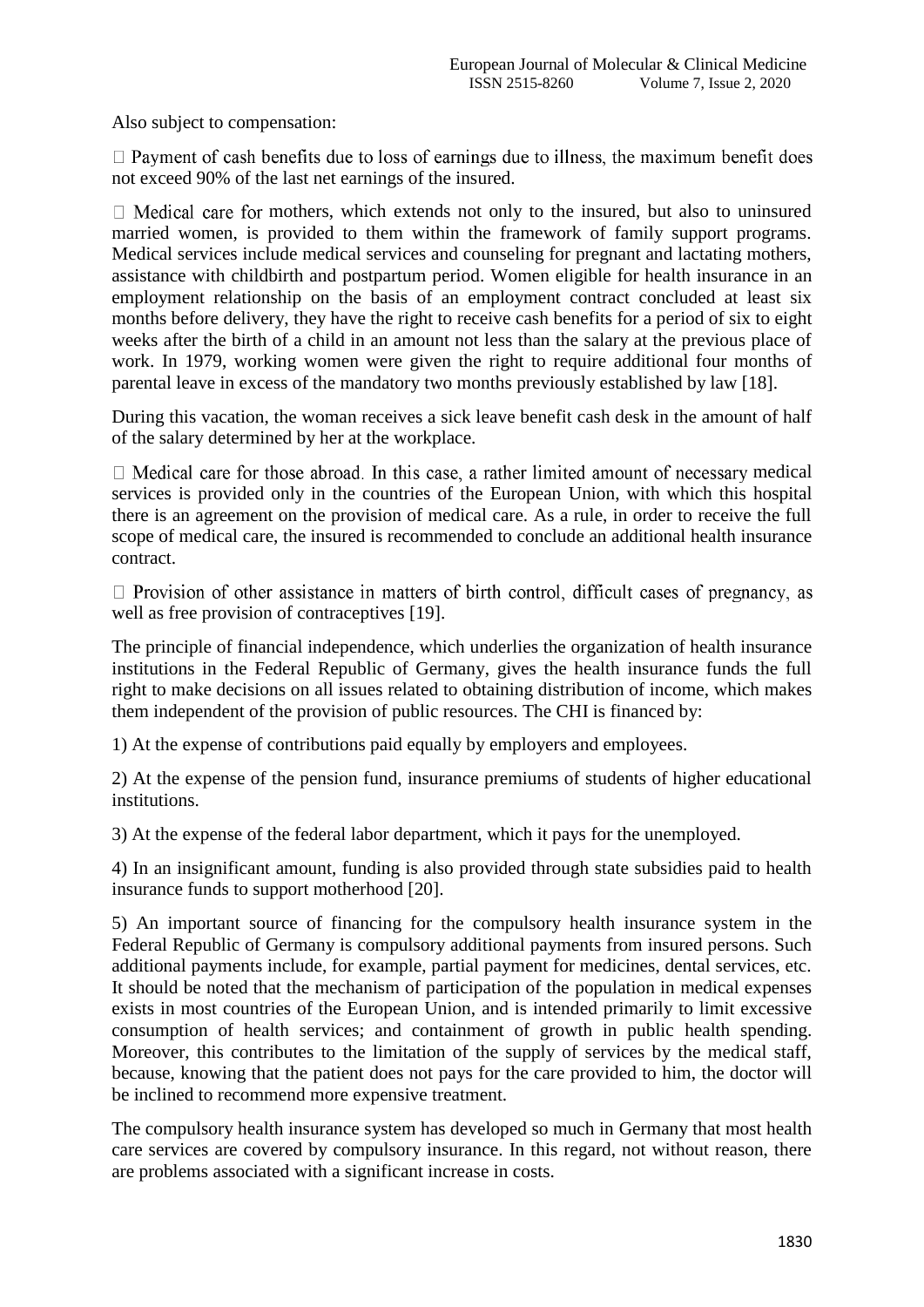Also subject to compensation:

- Payment of cash benefits due to loss of earnings due to illness, the maximum benefit does not exceed 90% of the last net earnings of the insured.

- Medical care for mothers, which extends not only to the insured, but also to uninsured married women, is provided to them within the framework of family support programs. Medical services include medical services and counseling for pregnant and lactating mothers, assistance with childbirth and postpartum period. Women eligible for health insurance in an employment relationship on the basis of an employment contract concluded at least six months before delivery, they have the right to receive cash benefits for a period of six to eight weeks after the birth of a child in an amount not less than the salary at the previous place of work. In 1979, working women were given the right to require additional four months of parental leave in excess of the mandatory two months previously established by law [18].

During this vacation, the woman receives a sick leave benefit cash desk in the amount of half of the salary determined by her at the workplace.

- Medical care for those abroad. In this case, a rather limited amount of necessary medical services is provided only in the countries of the European Union, with which this hospital there is an agreement on the provision of medical care. As a rule, in order to receive the full scope of medical care, the insured is recommended to conclude an additional health insurance contract.

- Provision of other assistance in matters of birth control, difficult cases of pregnancy, as well as free provision of contraceptives [19].

The principle of financial independence, which underlies the organization of health insurance institutions in the Federal Republic of Germany, gives the health insurance funds the full right to make decisions on all issues related to obtaining distribution of income, which makes them independent of the provision of public resources. The CHI is financed by:

1) At the expense of contributions paid equally by employers and employees.

2) At the expense of the pension fund, insurance premiums of students of higher educational institutions.

3) At the expense of the federal labor department, which it pays for the unemployed.

4) In an insignificant amount, funding is also provided through state subsidies paid to health insurance funds to support motherhood [20].

5) An important source of financing for the compulsory health insurance system in the Federal Republic of Germany is compulsory additional payments from insured persons. Such additional payments include, for example, partial payment for medicines, dental services, etc. It should be noted that the mechanism of participation of the population in medical expenses exists in most countries of the European Union, and is intended primarily to limit excessive consumption of health services; and containment of growth in public health spending. Moreover, this contributes to the limitation of the supply of services by the medical staff, because, knowing that the patient does not pays for the care provided to him, the doctor will be inclined to recommend more expensive treatment.

The compulsory health insurance system has developed so much in Germany that most health care services are covered by compulsory insurance. In this regard, not without reason, there are problems associated with a significant increase in costs.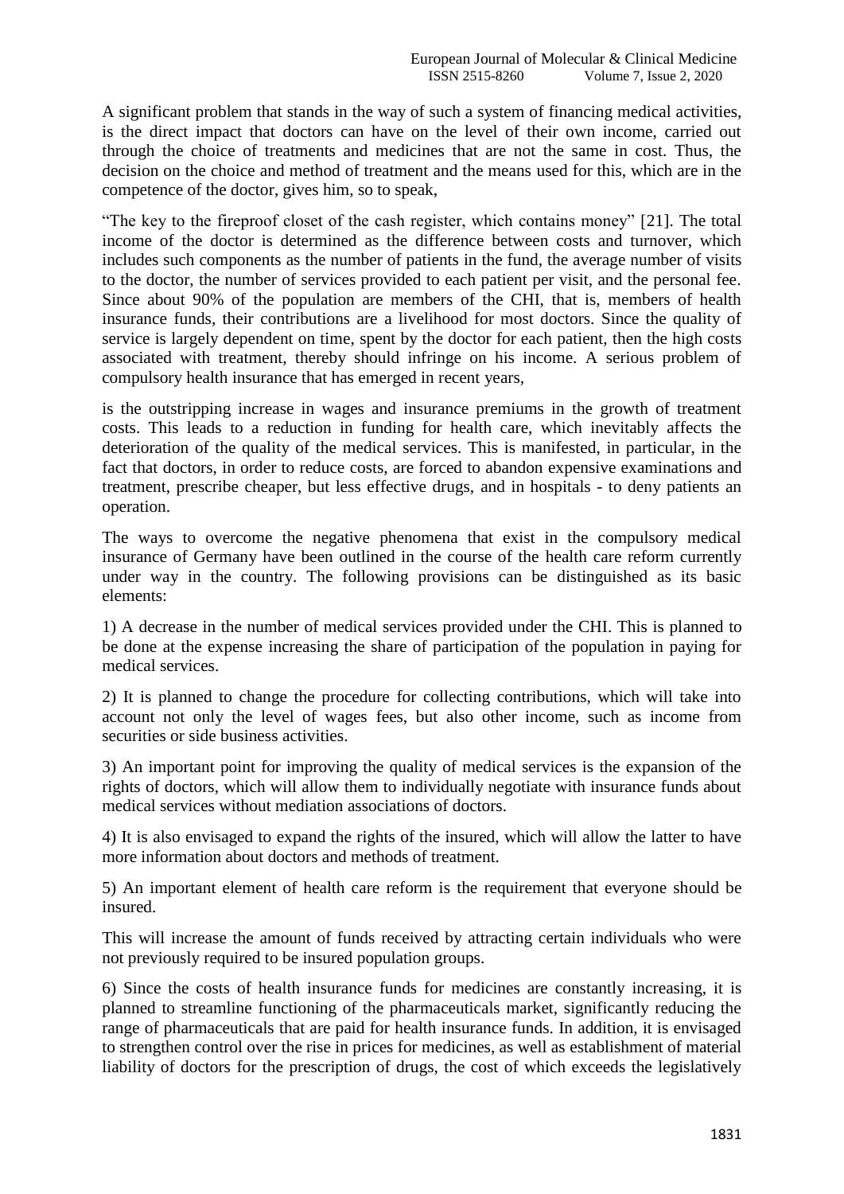A significant problem that stands in the way of such a system of financing medical activities, is the direct impact that doctors can have on the level of their own income, carried out through the choice of treatments and medicines that are not the same in cost. Thus, the decision on the choice and method of treatment and the means used for this, which are in the competence of the doctor, gives him, so to speak,

"The key to the fireproof closet of the cash register, which contains money" [21]. The total income of the doctor is determined as the difference between costs and turnover, which includes such components as the number of patients in the fund, the average number of visits to the doctor, the number of services provided to each patient per visit, and the personal fee. Since about 90% of the population are members of the CHI, that is, members of health insurance funds, their contributions are a livelihood for most doctors. Since the quality of service is largely dependent on time, spent by the doctor for each patient, then the high costs associated with treatment, thereby should infringe on his income. A serious problem of compulsory health insurance that has emerged in recent years,

is the outstripping increase in wages and insurance premiums in the growth of treatment costs. This leads to a reduction in funding for health care, which inevitably affects the deterioration of the quality of the medical services. This is manifested, in particular, in the fact that doctors, in order to reduce costs, are forced to abandon expensive examinations and treatment, prescribe cheaper, but less effective drugs, and in hospitals - to deny patients an operation.

The ways to overcome the negative phenomena that exist in the compulsory medical insurance of Germany have been outlined in the course of the health care reform currently under way in the country. The following provisions can be distinguished as its basic elements:

1) A decrease in the number of medical services provided under the CHI. This is planned to be done at the expense increasing the share of participation of the population in paying for medical services.

2) It is planned to change the procedure for collecting contributions, which will take into account not only the level of wages fees, but also other income, such as income from securities or side business activities.

3) An important point for improving the quality of medical services is the expansion of the rights of doctors, which will allow them to individually negotiate with insurance funds about medical services without mediation associations of doctors.

4) It is also envisaged to expand the rights of the insured, which will allow the latter to have more information about doctors and methods of treatment.

5) An important element of health care reform is the requirement that everyone should be insured.

This will increase the amount of funds received by attracting certain individuals who were not previously required to be insured population groups.

6) Since the costs of health insurance funds for medicines are constantly increasing, it is planned to streamline functioning of the pharmaceuticals market, significantly reducing the range of pharmaceuticals that are paid for health insurance funds. In addition, it is envisaged to strengthen control over the rise in prices for medicines, as well as establishment of material liability of doctors for the prescription of drugs, the cost of which exceeds the legislatively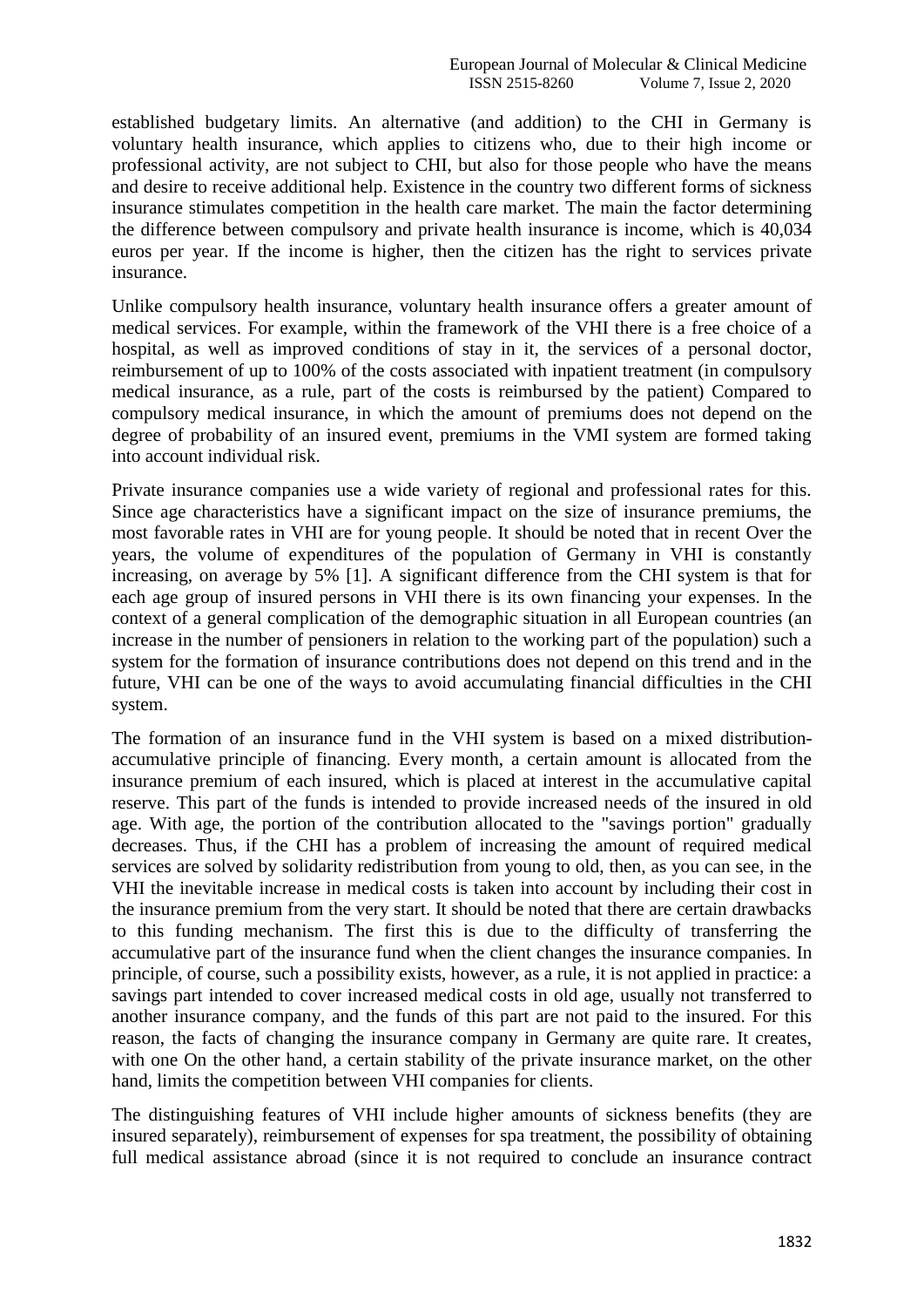established budgetary limits. An alternative (and addition) to the CHI in Germany is voluntary health insurance, which applies to citizens who, due to their high income or professional activity, are not subject to CHI, but also for those people who have the means and desire to receive additional help. Existence in the country two different forms of sickness insurance stimulates competition in the health care market. The main the factor determining the difference between compulsory and private health insurance is income, which is 40,034 euros per year. If the income is higher, then the citizen has the right to services private insurance.

Unlike compulsory health insurance, voluntary health insurance offers a greater amount of medical services. For example, within the framework of the VHI there is a free choice of a hospital, as well as improved conditions of stay in it, the services of a personal doctor, reimbursement of up to 100% of the costs associated with inpatient treatment (in compulsory medical insurance, as a rule, part of the costs is reimbursed by the patient) Compared to compulsory medical insurance, in which the amount of premiums does not depend on the degree of probability of an insured event, premiums in the VMI system are formed taking into account individual risk.

Private insurance companies use a wide variety of regional and professional rates for this. Since age characteristics have a significant impact on the size of insurance premiums, the most favorable rates in VHI are for young people. It should be noted that in recent Over the years, the volume of expenditures of the population of Germany in VHI is constantly increasing, on average by 5% [1]. A significant difference from the CHI system is that for each age group of insured persons in VHI there is its own financing your expenses. In the context of a general complication of the demographic situation in all European countries (an increase in the number of pensioners in relation to the working part of the population) such a system for the formation of insurance contributions does not depend on this trend and in the future, VHI can be one of the ways to avoid accumulating financial difficulties in the CHI system.

The formation of an insurance fund in the VHI system is based on a mixed distribution-accumulative principle of financing. Every month, a certain amount is allocated from the insurance premium of each insured, which is placed at interest in the accumulative capital reserve. This part of the funds is intended to provide increased needs of the insured in old age. With age, the portion of the contribution allocated to the "savings portion" gradually decreases. Thus, if the CHI has a problem of increasing the amount of required medical services are solved by solidarity redistribution from young to old, then, as you can see, in the VHI the inevitable increase in medical costs is taken into account by including their cost in the insurance premium from the very start. It should be noted that there are certain drawbacks to this funding mechanism. The first this is due to the difficulty of transferring the accumulative part of the insurance fund when the client changes the insurance companies. In principle, of course, such a possibility exists, however, as a rule, it is not applied in practice: a savings part intended to cover increased medical costs in old age, usually not transferred to another insurance company, and the funds of this part are not paid to the insured. For this reason, the facts of changing the insurance company in Germany are quite rare. It creates, with one On the other hand, a certain stability of the private insurance market, on the other hand, limits the competition between VHI companies for clients.

The distinguishing features of VHI include higher amounts of sickness benefits (they are insured separately), reimbursement of expenses for spa treatment, the possibility of obtaining full medical assistance abroad (since it is not required to conclude an insurance contract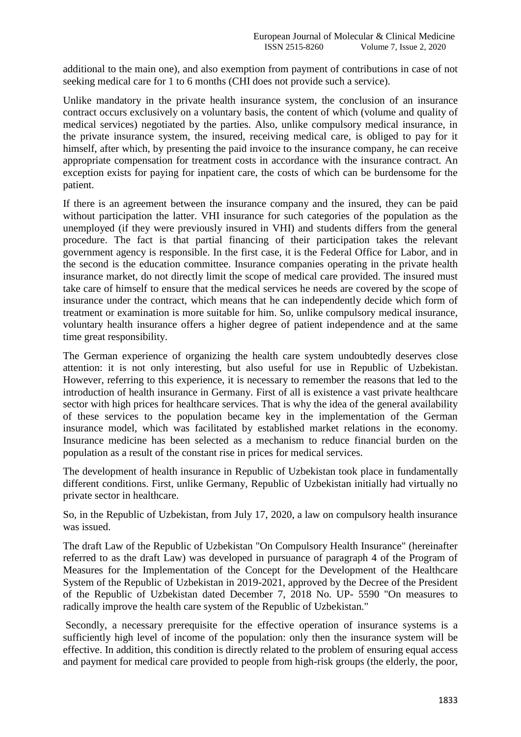additional to the main one), and also exemption from payment of contributions in case of not seeking medical care for 1 to 6 months (CHI does not provide such a service).

Unlike mandatory in the private health insurance system, the conclusion of an insurance contract occurs exclusively on a voluntary basis, the content of which (volume and quality of medical services) negotiated by the parties. Also, unlike compulsory medical insurance, in the private insurance system, the insured, receiving medical care, is obliged to pay for it himself, after which, by presenting the paid invoice to the insurance company, he can receive appropriate compensation for treatment costs in accordance with the insurance contract. An exception exists for paying for inpatient care, the costs of which can be burdensome for the patient.

If there is an agreement between the insurance company and the insured, they can be paid without participation the latter. VHI insurance for such categories of the population as the unemployed (if they were previously insured in VHI) and students differs from the general procedure. The fact is that partial financing of their participation takes the relevant government agency is responsible. In the first case, it is the Federal Office for Labor, and in the second is the education committee. Insurance companies operating in the private health insurance market, do not directly limit the scope of medical care provided. The insured must take care of himself to ensure that the medical services he needs are covered by the scope of insurance under the contract, which means that he can independently decide which form of treatment or examination is more suitable for him. So, unlike compulsory medical insurance, voluntary health insurance offers a higher degree of patient independence and at the same time great responsibility.

The German experience of organizing the health care system undoubtedly deserves close attention: it is not only interesting, but also useful for use in Republic of Uzbekistan. However, referring to this experience, it is necessary to remember the reasons that led to the introduction of health insurance in Germany. First of all is existence a vast private healthcare sector with high prices for healthcare services. That is why the idea of the general availability of these services to the population became key in the implementation of the German insurance model, which was facilitated by established market relations in the economy. Insurance medicine has been selected as a mechanism to reduce financial burden on the population as a result of the constant rise in prices for medical services.

The development of health insurance in Republic of Uzbekistan took place in fundamentally different conditions. First, unlike Germany, Republic of Uzbekistan initially had virtually no private sector in healthcare.

So, in the Republic of Uzbekistan, from July 17, 2020, a law on compulsory health insurance was issued.

The draft Law of the Republic of Uzbekistan "On Compulsory Health Insurance" (hereinafter referred to as the draft Law) was developed in pursuance of paragraph 4 of the Program of Measures for the Implementation of the Concept for the Development of the Healthcare System of the Republic of Uzbekistan in 2019-2021, approved by the Decree of the President of the Republic of Uzbekistan dated December 7, 2018 No. UP- 5590 "On measures to radically improve the health care system of the Republic of Uzbekistan."

Secondly, a necessary prerequisite for the effective operation of insurance systems is a sufficiently high level of income of the population: only then the insurance system will be effective. In addition, this condition is directly related to the problem of ensuring equal access and payment for medical care provided to people from high-risk groups (the elderly, the poor,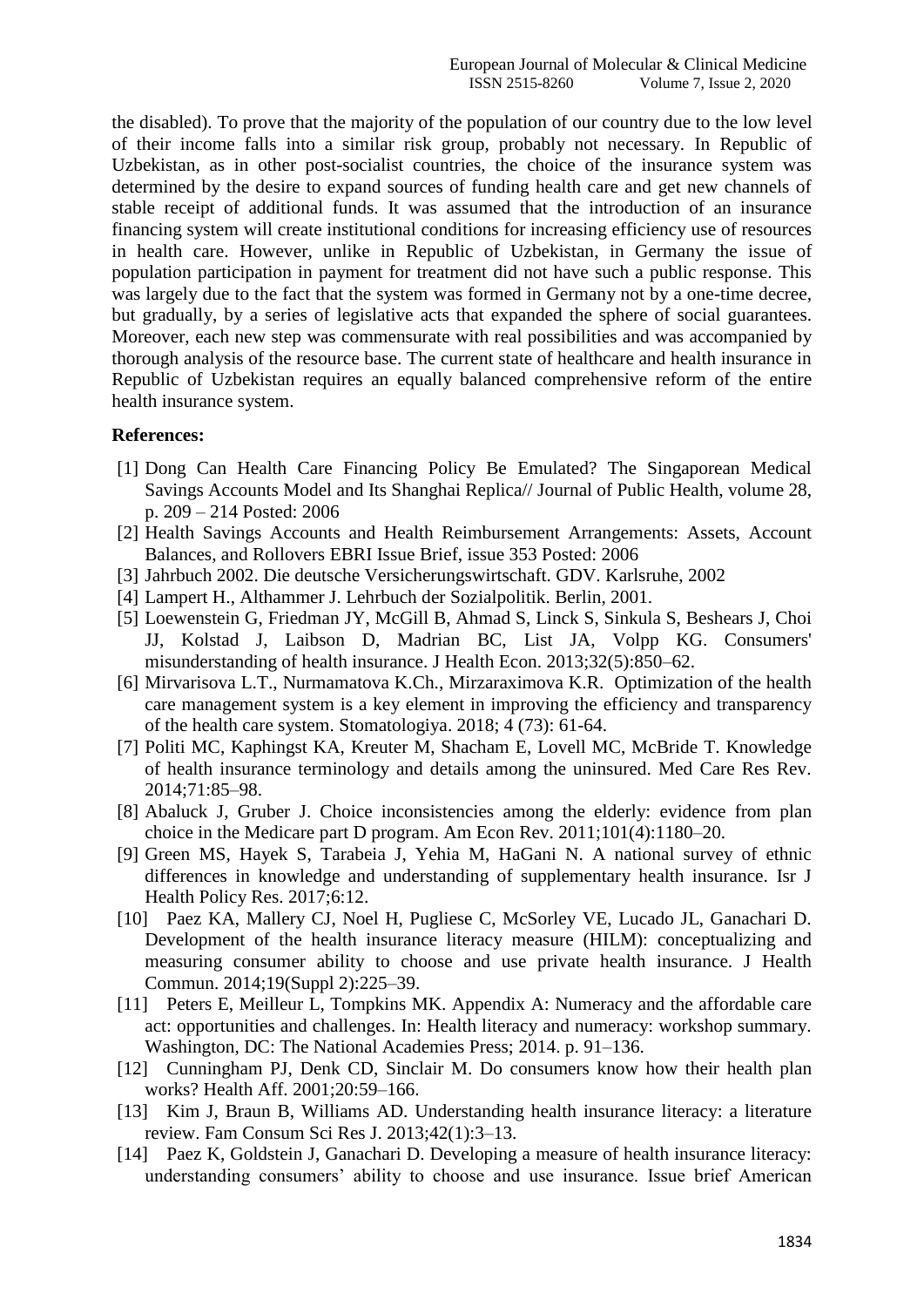the disabled). To prove that the majority of the population of our country due to the low level of their income falls into a similar risk group, probably not necessary. In Republic of Uzbekistan, as in other post-socialist countries, the choice of the insurance system was determined by the desire to expand sources of funding health care and get new channels of stable receipt of additional funds. It was assumed that the introduction of an insurance financing system will create institutional conditions for increasing efficiency use of resources in health care. However, unlike in Republic of Uzbekistan, in Germany the issue of population participation in payment for treatment did not have such a public response. This was largely due to the fact that the system was formed in Germany not by a one-time decree, but gradually, by a series of legislative acts that expanded the sphere of social guarantees. Moreover, each new step was commensurate with real possibilities and was accompanied by thorough analysis of the resource base. The current state of healthcare and health insurance in Republic of Uzbekistan requires an equally balanced comprehensive reform of the entire health insurance system.

**References:**

[1] Dong Can Health Care Financing Policy Be Emulated? The Singaporean Medical Savings Accounts Model and Its Shanghai Replica// Journal of Public Health, volume 28, p. 209 – 214 Posted: 2006

[2] Health Savings Accounts and Health Reimbursement Arrangements: Assets, Account Balances, and Rollovers EBRI Issue Brief, issue 353 Posted: 2006

[3] Jahrbuch 2002. Die deutsche Versicherungswirtschaft. GDV. Karlsruhe, 2002

[4] Lampert H., Althammer J. Lehrbuch der Sozialpolitik. Berlin, 2001.

[5] Loewenstein G, Friedman JY, McGill B, Ahmad S, Linck S, Sinkula S, Beshears J, Choi JJ, Kolstad J, Laibson D, Madrian BC, List JA, Volpp KG. Consumers' misunderstanding of health insurance. J Health Econ. 2013;32(5):850–62.

[6] Mirvarisova L.T., Nurmamatova K.Ch., Mirzaraximova K.R. Optimization of the health care management system is a key element in improving the efficiency and transparency of the health care system. Stomatologiya. 2018; 4 (73): 61-64.

[7] Politi MC, Kaphingst KA, Kreuter M, Shacham E, Lovell MC, McBride T. Knowledge of health insurance terminology and details among the uninsured. Med Care Res Rev. 2014;71:85–98.

[8] Abaluck J, Gruber J. Choice inconsistencies among the elderly: evidence from plan choice in the Medicare part D program. Am Econ Rev. 2011;101(4):1180–20.

[9] Green MS, Hayek S, Tarabeia J, Yehia M, HaGani N. A national survey of ethnic differences in knowledge and understanding of supplementary health insurance. Isr J Health Policy Res. 2017;6:12.

[10] Paez KA, Mallery CJ, Noel H, Pugliese C, McSorley VE, Lucado JL, Ganachari D. Development of the health insurance literacy measure (HILM): conceptualizing and measuring consumer ability to choose and use private health insurance. J Health Commun. 2014;19(Suppl 2):225–39.

[11] Peters E, Meilleur L, Tompkins MK. Appendix A: Numeracy and the affordable care act: opportunities and challenges. In: Health literacy and numeracy: workshop summary. Washington, DC: The National Academies Press; 2014. p. 91–136.

[12] Cunningham PJ, Denk CD, Sinclair M. Do consumers know how their health plan works? Health Aff. 2001;20:59–166.

[13] Kim J, Braun B, Williams AD. Understanding health insurance literacy: a literature review. Fam Consum Sci Res J. 2013;42(1):3–13.

[14] Paez K, Goldstein J, Ganachari D. Developing a measure of health insurance literacy: understanding consumers' ability to choose and use insurance. Issue brief American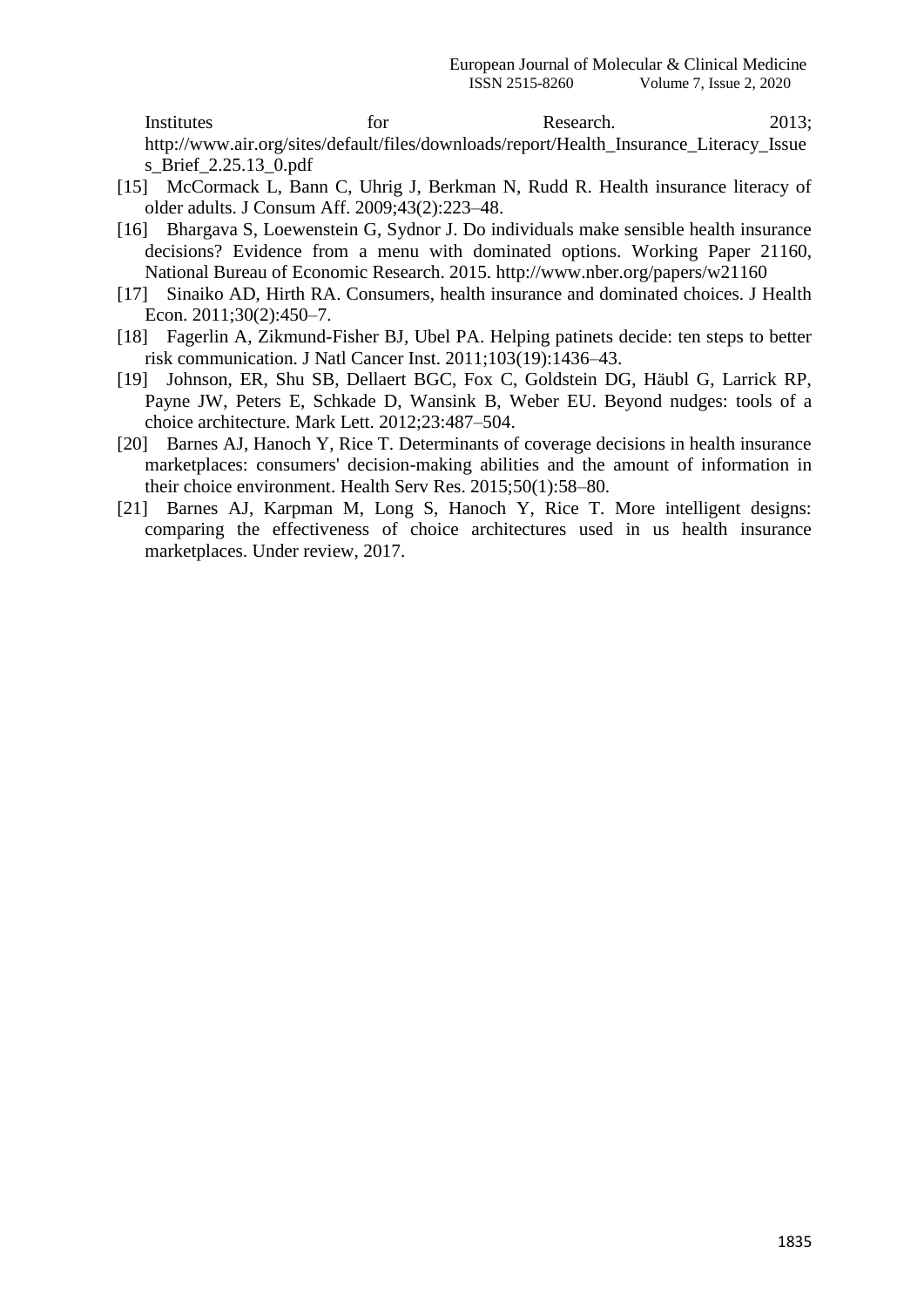Institutes for Research. 2013; http://www.air.org/sites/default/files/downloads/report/Health_Insurance_Literacy_Issues_Brief_2.25.13_0.pdf

[15] McCormack L, Bann C, Uhrig J, Berkman N, Rudd R. Health insurance literacy of older adults. J Consum Aff. 2009;43(2):223–48.

[16] Bhargava S, Loewenstein G, Sydnor J. Do individuals make sensible health insurance decisions? Evidence from a menu with dominated options. Working Paper 21160, National Bureau of Economic Research. 2015. http://www.nber.org/papers/w21160

[17] Sinaiko AD, Hirth RA. Consumers, health insurance and dominated choices. J Health Econ. 2011;30(2):450–7.

[18] Fagerlin A, Zikmund-Fisher BJ, Ubel PA. Helping patinets decide: ten steps to better risk communication. J Natl Cancer Inst. 2011;103(19):1436–43.

[19] Johnson, ER, Shu SB, Dellaert BGC, Fox C, Goldstein DG, Häubl G, Larrick RP, Payne JW, Peters E, Schkade D, Wansink B, Weber EU. Beyond nudges: tools of a choice architecture. Mark Lett. 2012;23:487–504.

[20] Barnes AJ, Hanoch Y, Rice T. Determinants of coverage decisions in health insurance marketplaces: consumers' decision-making abilities and the amount of information in their choice environment. Health Serv Res. 2015;50(1):58–80.

[21] Barnes AJ, Karpman M, Long S, Hanoch Y, Rice T. More intelligent designs: comparing the effectiveness of choice architectures used in us health insurance marketplaces. Under review, 2017.